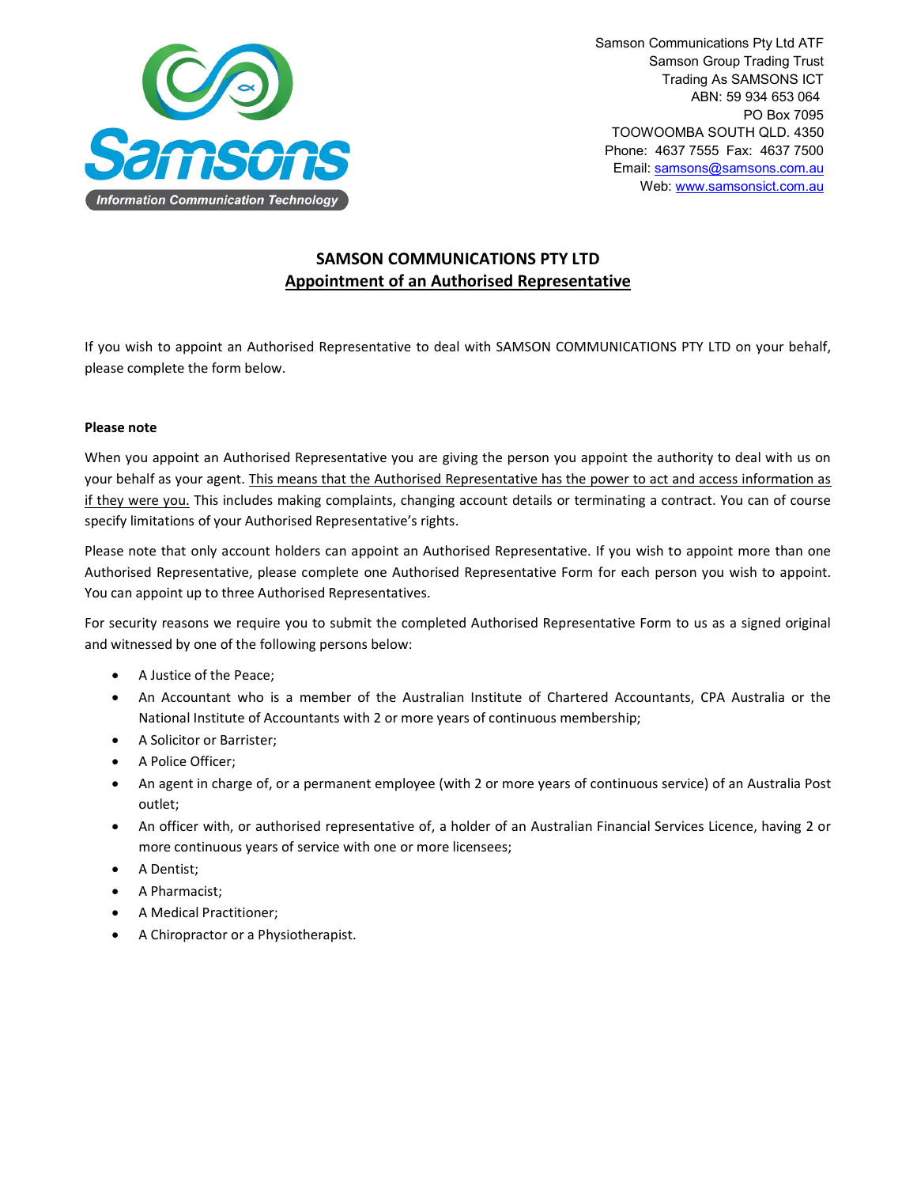Samson Communications Pty Ltd ATF
Samson Group Trading Trust
Trading As SAMSONS ICT
ABN: 59 934 653 064
PO Box 7095
TOOWOOMBA SOUTH QLD. 4350
Phone: 4637 7555 Fax: 4637 7500
Email: samsons@samsons.com.au
Web: www.samsonsict.com.au

# SAMSON COMMUNICATIONS PTY LTD

## Appointment of an Authorised Representative

If you wish to appoint an Authorised Representative to deal with SAMSON COMMUNICATIONS PTY LTD on your behalf, please complete the form below.

**Please note**

When you appoint an Authorised Representative you are giving the person you appoint the authority to deal with us on your behalf as your agent. This means that the Authorised Representative has the power to act and access information as if they were you. This includes making complaints, changing account details or terminating a contract. You can of course specify limitations of your Authorised Representative's rights.

Please note that only account holders can appoint an Authorised Representative. If you wish to appoint more than one Authorised Representative, please complete one Authorised Representative Form for each person you wish to appoint. You can appoint up to three Authorised Representatives.

For security reasons we require you to submit the completed Authorised Representative Form to us as a signed original and witnessed by one of the following persons below:

- A Justice of the Peace;
- An Accountant who is a member of the Australian Institute of Chartered Accountants, CPA Australia or the National Institute of Accountants with 2 or more years of continuous membership;
- A Solicitor or Barrister;
- A Police Officer;
- An agent in charge of, or a permanent employee (with 2 or more years of continuous service) of an Australia Post outlet;
- An officer with, or authorised representative of, a holder of an Australian Financial Services Licence, having 2 or more continuous years of service with one or more licensees;
- A Dentist;
- A Pharmacist;
- A Medical Practitioner;
- A Chiropractor or a Physiotherapist.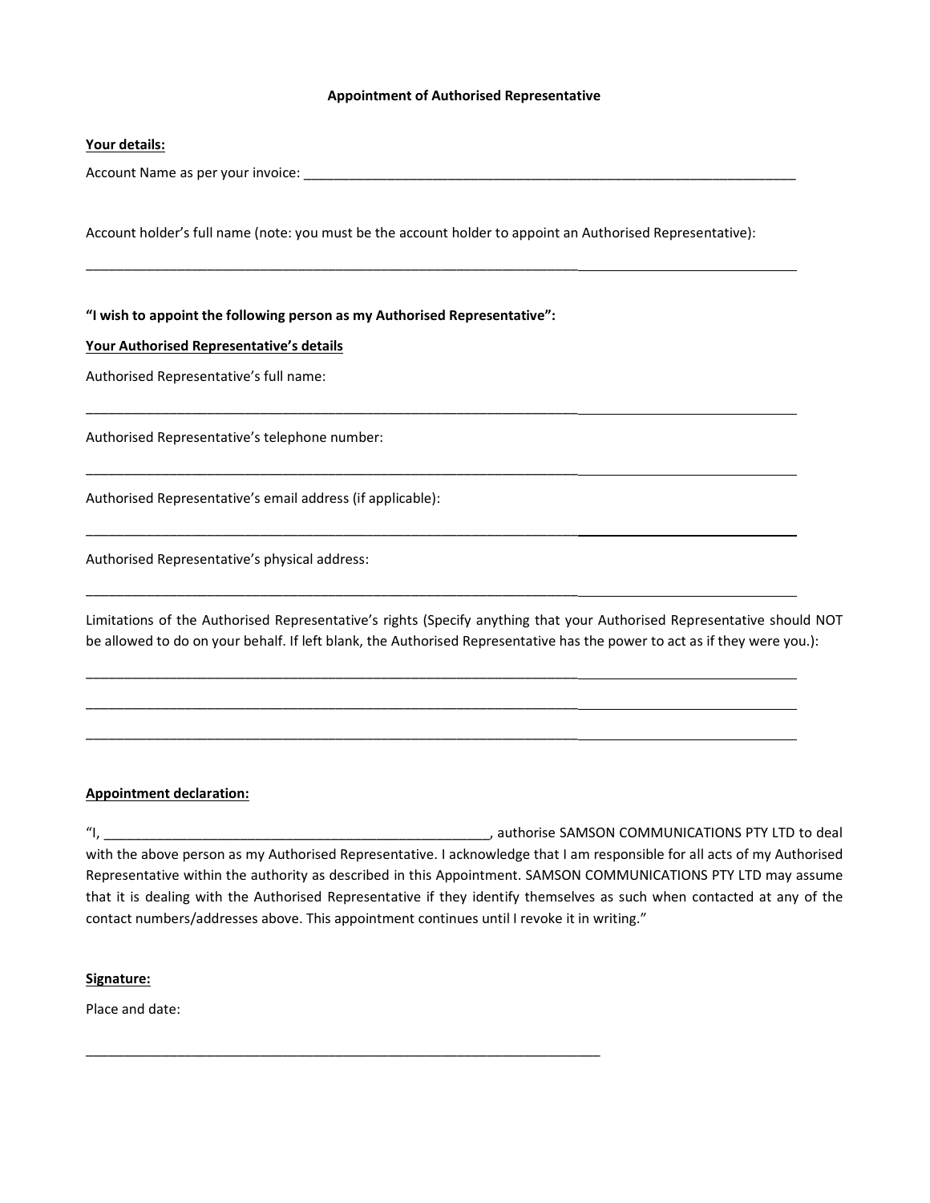# Appointment of Authorised Representative

**Your details:**

Account Name as per your invoice: ____________________________________________________________________

Account holder's full name (note: you must be the account holder to appoint an Authorised Representative):

____________________________________________________________________________________________

**"I wish to appoint the following person as my Authorised Representative":**

**Your Authorised Representative's details**

Authorised Representative's full name:

____________________________________________________________________________________________

Authorised Representative's telephone number:

____________________________________________________________________________________________

Authorised Representative's email address (if applicable):

____________________________________________________________________________________________

Authorised Representative's physical address:

____________________________________________________________________________________________

Limitations of the Authorised Representative's rights (Specify anything that your Authorised Representative should NOT be allowed to do on your behalf. If left blank, the Authorised Representative has the power to act as if they were you.):

____________________________________________________________________________________________

____________________________________________________________________________________________

____________________________________________________________________________________________

**Appointment declaration:**

"I, ______________________________________________________, authorise SAMSON COMMUNICATIONS PTY LTD to deal with the above person as my Authorised Representative. I acknowledge that I am responsible for all acts of my Authorised Representative within the authority as described in this Appointment. SAMSON COMMUNICATIONS PTY LTD may assume that it is dealing with the Authorised Representative if they identify themselves as such when contacted at any of the contact numbers/addresses above. This appointment continues until I revoke it in writing."

**Signature:**

Place and date:

______________________________________________________________________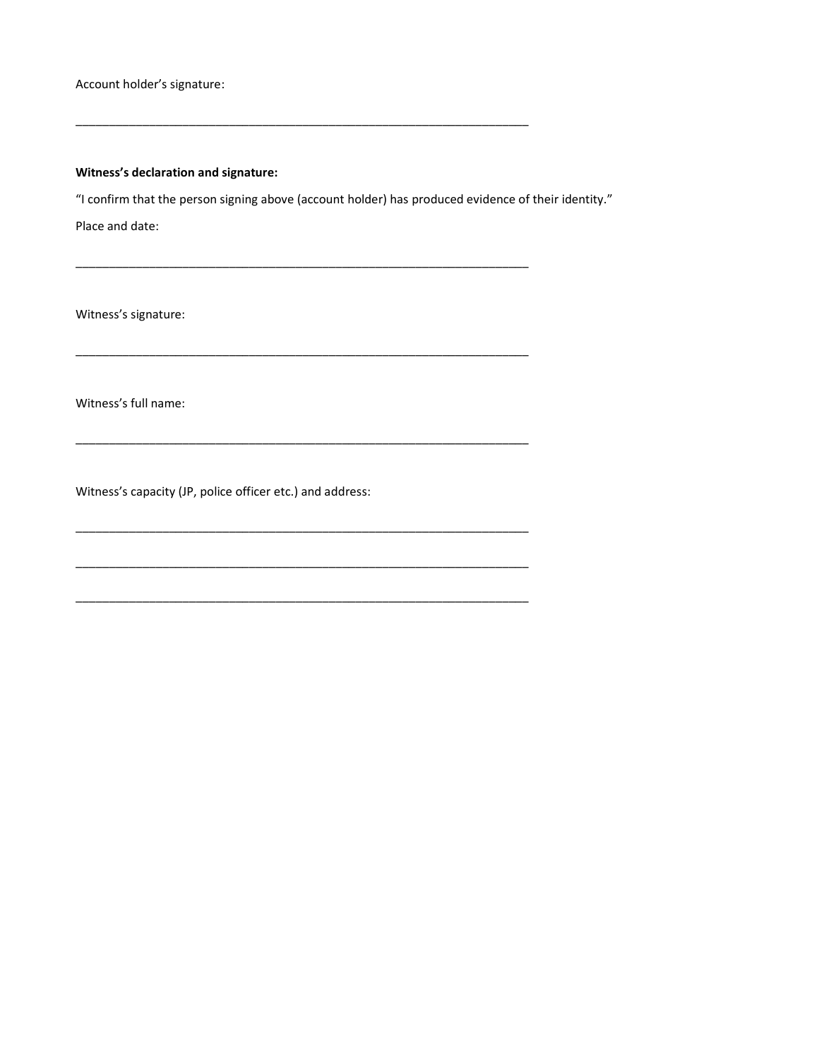Account holder's signature:

\_\_\_\_\_\_\_\_\_\_\_\_\_\_\_\_\_\_\_\_\_\_\_\_\_\_\_\_\_\_\_\_\_\_\_\_\_\_\_\_\_\_\_\_\_\_\_\_\_\_\_\_\_\_\_\_\_\_\_\_\_\_\_\_\_\_\_\_\_\_

**Witness's declaration and signature:**

"I confirm that the person signing above (account holder) has produced evidence of their identity."

Place and date:

\_\_\_\_\_\_\_\_\_\_\_\_\_\_\_\_\_\_\_\_\_\_\_\_\_\_\_\_\_\_\_\_\_\_\_\_\_\_\_\_\_\_\_\_\_\_\_\_\_\_\_\_\_\_\_\_\_\_\_\_\_\_\_\_\_\_\_\_\_\_

Witness's signature:

\_\_\_\_\_\_\_\_\_\_\_\_\_\_\_\_\_\_\_\_\_\_\_\_\_\_\_\_\_\_\_\_\_\_\_\_\_\_\_\_\_\_\_\_\_\_\_\_\_\_\_\_\_\_\_\_\_\_\_\_\_\_\_\_\_\_\_\_\_\_

Witness's full name:

\_\_\_\_\_\_\_\_\_\_\_\_\_\_\_\_\_\_\_\_\_\_\_\_\_\_\_\_\_\_\_\_\_\_\_\_\_\_\_\_\_\_\_\_\_\_\_\_\_\_\_\_\_\_\_\_\_\_\_\_\_\_\_\_\_\_\_\_\_\_

Witness's capacity (JP, police officer etc.) and address:

\_\_\_\_\_\_\_\_\_\_\_\_\_\_\_\_\_\_\_\_\_\_\_\_\_\_\_\_\_\_\_\_\_\_\_\_\_\_\_\_\_\_\_\_\_\_\_\_\_\_\_\_\_\_\_\_\_\_\_\_\_\_\_\_\_\_\_\_\_\_

\_\_\_\_\_\_\_\_\_\_\_\_\_\_\_\_\_\_\_\_\_\_\_\_\_\_\_\_\_\_\_\_\_\_\_\_\_\_\_\_\_\_\_\_\_\_\_\_\_\_\_\_\_\_\_\_\_\_\_\_\_\_\_\_\_\_\_\_\_\_

\_\_\_\_\_\_\_\_\_\_\_\_\_\_\_\_\_\_\_\_\_\_\_\_\_\_\_\_\_\_\_\_\_\_\_\_\_\_\_\_\_\_\_\_\_\_\_\_\_\_\_\_\_\_\_\_\_\_\_\_\_\_\_\_\_\_\_\_\_\_